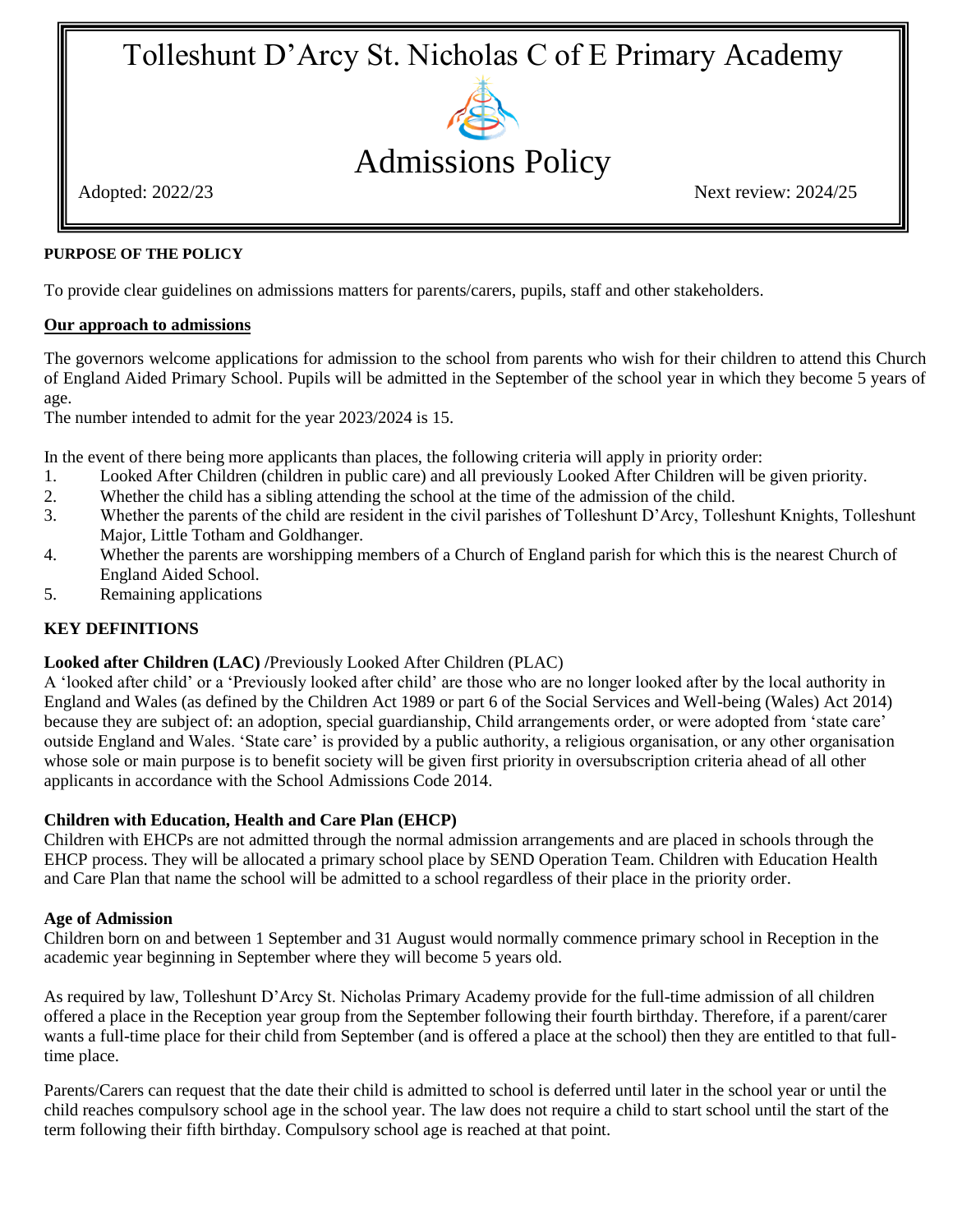# Tolleshunt D'Arcy St. Nicholas C of E Primary Academy

# Admissions Policy

Adopted: 2022/23 Next review: 2024/25

**PURPOSE OF THE POLICY**

To provide clear guidelines on admissions matters for parents/carers, pupils, staff and other stakeholders.

**Our approach to admissions**

The governors welcome applications for admission to the school from parents who wish for their children to attend this Church of England Aided Primary School. Pupils will be admitted in the September of the school year in which they become 5 years of age.
The number intended to admit for the year 2023/2024 is 15.

In the event of there being more applicants than places, the following criteria will apply in priority order:

1. Looked After Children (children in public care) and all previously Looked After Children will be given priority.
2. Whether the child has a sibling attending the school at the time of the admission of the child.
3. Whether the parents of the child are resident in the civil parishes of Tolleshunt D'Arcy, Tolleshunt Knights, Tolleshunt Major, Little Totham and Goldhanger.
4. Whether the parents are worshipping members of a Church of England parish for which this is the nearest Church of England Aided School.
5. Remaining applications

**KEY DEFINITIONS**

**Looked after Children (LAC) /**Previously Looked After Children (PLAC)
A 'looked after child' or a 'Previously looked after child' are those who are no longer looked after by the local authority in England and Wales (as defined by the Children Act 1989 or part 6 of the Social Services and Well-being (Wales) Act 2014) because they are subject of: an adoption, special guardianship, Child arrangements order, or were adopted from 'state care' outside England and Wales. 'State care' is provided by a public authority, a religious organisation, or any other organisation whose sole or main purpose is to benefit society will be given first priority in oversubscription criteria ahead of all other applicants in accordance with the School Admissions Code 2014.

**Children with Education, Health and Care Plan (EHCP)**
Children with EHCPs are not admitted through the normal admission arrangements and are placed in schools through the EHCP process. They will be allocated a primary school place by SEND Operation Team. Children with Education Health and Care Plan that name the school will be admitted to a school regardless of their place in the priority order.

**Age of Admission**
Children born on and between 1 September and 31 August would normally commence primary school in Reception in the academic year beginning in September where they will become 5 years old.

As required by law, Tolleshunt D'Arcy St. Nicholas Primary Academy provide for the full-time admission of all children offered a place in the Reception year group from the September following their fourth birthday. Therefore, if a parent/carer wants a full-time place for their child from September (and is offered a place at the school) then they are entitled to that full-time place.

Parents/Carers can request that the date their child is admitted to school is deferred until later in the school year or until the child reaches compulsory school age in the school year. The law does not require a child to start school until the start of the term following their fifth birthday. Compulsory school age is reached at that point.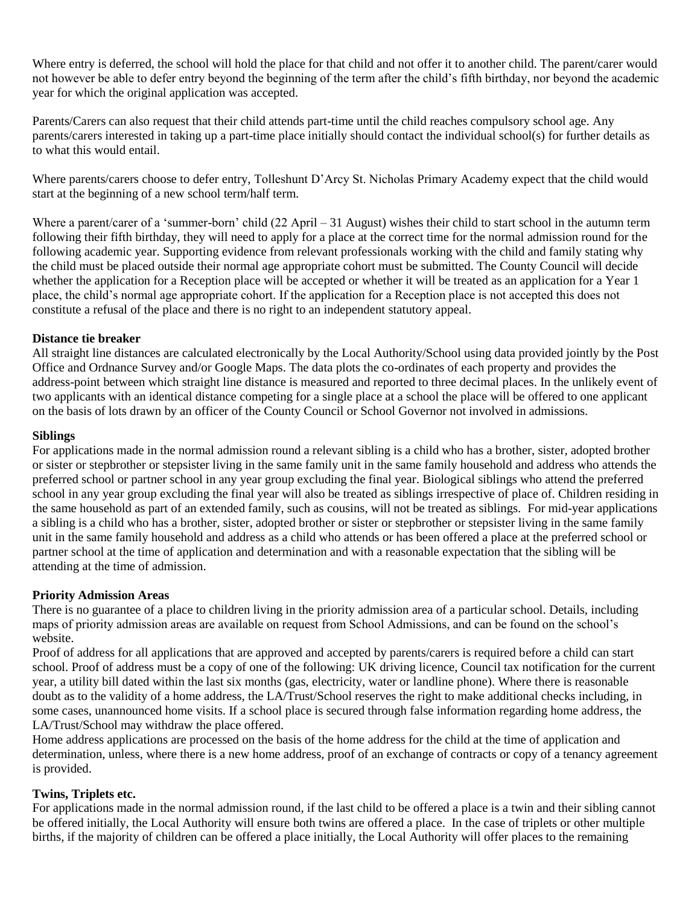Where entry is deferred, the school will hold the place for that child and not offer it to another child. The parent/carer would not however be able to defer entry beyond the beginning of the term after the child's fifth birthday, nor beyond the academic year for which the original application was accepted.

Parents/Carers can also request that their child attends part-time until the child reaches compulsory school age. Any parents/carers interested in taking up a part-time place initially should contact the individual school(s) for further details as to what this would entail.

Where parents/carers choose to defer entry, Tolleshunt D'Arcy St. Nicholas Primary Academy expect that the child would start at the beginning of a new school term/half term.

Where a parent/carer of a 'summer-born' child (22 April – 31 August) wishes their child to start school in the autumn term following their fifth birthday, they will need to apply for a place at the correct time for the normal admission round for the following academic year. Supporting evidence from relevant professionals working with the child and family stating why the child must be placed outside their normal age appropriate cohort must be submitted. The County Council will decide whether the application for a Reception place will be accepted or whether it will be treated as an application for a Year 1 place, the child's normal age appropriate cohort. If the application for a Reception place is not accepted this does not constitute a refusal of the place and there is no right to an independent statutory appeal.

**Distance tie breaker**

All straight line distances are calculated electronically by the Local Authority/School using data provided jointly by the Post Office and Ordnance Survey and/or Google Maps. The data plots the co-ordinates of each property and provides the address-point between which straight line distance is measured and reported to three decimal places. In the unlikely event of two applicants with an identical distance competing for a single place at a school the place will be offered to one applicant on the basis of lots drawn by an officer of the County Council or School Governor not involved in admissions.

**Siblings**

For applications made in the normal admission round a relevant sibling is a child who has a brother, sister, adopted brother or sister or stepbrother or stepsister living in the same family unit in the same family household and address who attends the preferred school or partner school in any year group excluding the final year. Biological siblings who attend the preferred school in any year group excluding the final year will also be treated as siblings irrespective of place of. Children residing in the same household as part of an extended family, such as cousins, will not be treated as siblings. For mid-year applications a sibling is a child who has a brother, sister, adopted brother or sister or stepbrother or stepsister living in the same family unit in the same family household and address as a child who attends or has been offered a place at the preferred school or partner school at the time of application and determination and with a reasonable expectation that the sibling will be attending at the time of admission.

**Priority Admission Areas**

There is no guarantee of a place to children living in the priority admission area of a particular school. Details, including maps of priority admission areas are available on request from School Admissions, and can be found on the school's website.

Proof of address for all applications that are approved and accepted by parents/carers is required before a child can start school. Proof of address must be a copy of one of the following: UK driving licence, Council tax notification for the current year, a utility bill dated within the last six months (gas, electricity, water or landline phone). Where there is reasonable doubt as to the validity of a home address, the LA/Trust/School reserves the right to make additional checks including, in some cases, unannounced home visits. If a school place is secured through false information regarding home address, the LA/Trust/School may withdraw the place offered.

Home address applications are processed on the basis of the home address for the child at the time of application and determination, unless, where there is a new home address, proof of an exchange of contracts or copy of a tenancy agreement is provided.

**Twins, Triplets etc.**

For applications made in the normal admission round, if the last child to be offered a place is a twin and their sibling cannot be offered initially, the Local Authority will ensure both twins are offered a place. In the case of triplets or other multiple births, if the majority of children can be offered a place initially, the Local Authority will offer places to the remaining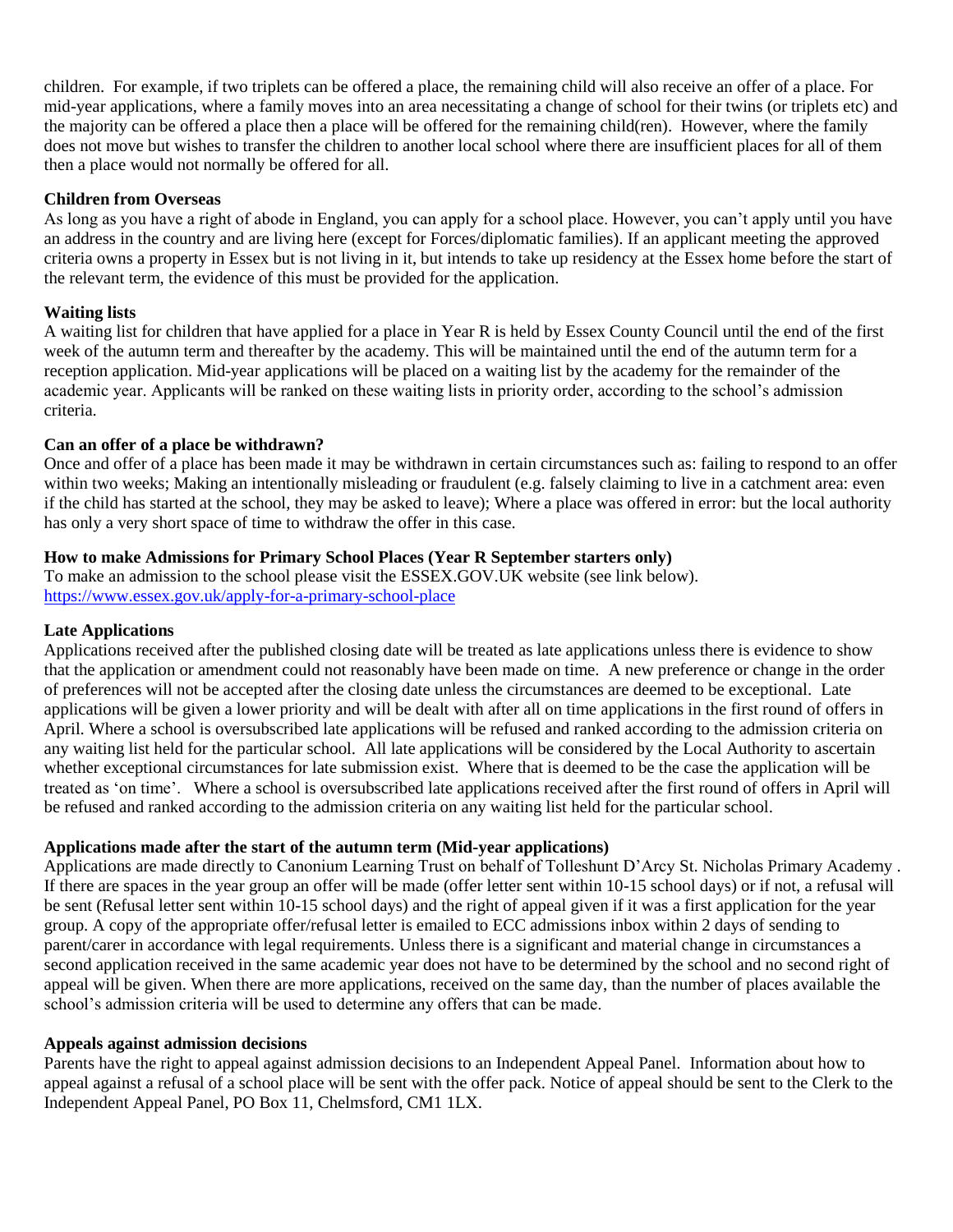children. For example, if two triplets can be offered a place, the remaining child will also receive an offer of a place. For mid-year applications, where a family moves into an area necessitating a change of school for their twins (or triplets etc) and the majority can be offered a place then a place will be offered for the remaining child(ren). However, where the family does not move but wishes to transfer the children to another local school where there are insufficient places for all of them then a place would not normally be offered for all.

**Children from Overseas**

As long as you have a right of abode in England, you can apply for a school place. However, you can't apply until you have an address in the country and are living here (except for Forces/diplomatic families). If an applicant meeting the approved criteria owns a property in Essex but is not living in it, but intends to take up residency at the Essex home before the start of the relevant term, the evidence of this must be provided for the application.

**Waiting lists**

A waiting list for children that have applied for a place in Year R is held by Essex County Council until the end of the first week of the autumn term and thereafter by the academy. This will be maintained until the end of the autumn term for a reception application. Mid-year applications will be placed on a waiting list by the academy for the remainder of the academic year. Applicants will be ranked on these waiting lists in priority order, according to the school's admission criteria.

**Can an offer of a place be withdrawn?**

Once and offer of a place has been made it may be withdrawn in certain circumstances such as: failing to respond to an offer within two weeks; Making an intentionally misleading or fraudulent (e.g. falsely claiming to live in a catchment area: even if the child has started at the school, they may be asked to leave); Where a place was offered in error: but the local authority has only a very short space of time to withdraw the offer in this case.

**How to make Admissions for Primary School Places (Year R September starters only)**

To make an admission to the school please visit the ESSEX.GOV.UK website (see link below).
https://www.essex.gov.uk/apply-for-a-primary-school-place

**Late Applications**

Applications received after the published closing date will be treated as late applications unless there is evidence to show that the application or amendment could not reasonably have been made on time. A new preference or change in the order of preferences will not be accepted after the closing date unless the circumstances are deemed to be exceptional. Late applications will be given a lower priority and will be dealt with after all on time applications in the first round of offers in April. Where a school is oversubscribed late applications will be refused and ranked according to the admission criteria on any waiting list held for the particular school. All late applications will be considered by the Local Authority to ascertain whether exceptional circumstances for late submission exist. Where that is deemed to be the case the application will be treated as 'on time'. Where a school is oversubscribed late applications received after the first round of offers in April will be refused and ranked according to the admission criteria on any waiting list held for the particular school.

**Applications made after the start of the autumn term (Mid-year applications)**

Applications are made directly to Canonium Learning Trust on behalf of Tolleshunt D'Arcy St. Nicholas Primary Academy . If there are spaces in the year group an offer will be made (offer letter sent within 10-15 school days) or if not, a refusal will be sent (Refusal letter sent within 10-15 school days) and the right of appeal given if it was a first application for the year group. A copy of the appropriate offer/refusal letter is emailed to ECC admissions inbox within 2 days of sending to parent/carer in accordance with legal requirements. Unless there is a significant and material change in circumstances a second application received in the same academic year does not have to be determined by the school and no second right of appeal will be given. When there are more applications, received on the same day, than the number of places available the school's admission criteria will be used to determine any offers that can be made.

**Appeals against admission decisions**

Parents have the right to appeal against admission decisions to an Independent Appeal Panel. Information about how to appeal against a refusal of a school place will be sent with the offer pack. Notice of appeal should be sent to the Clerk to the Independent Appeal Panel, PO Box 11, Chelmsford, CM1 1LX.